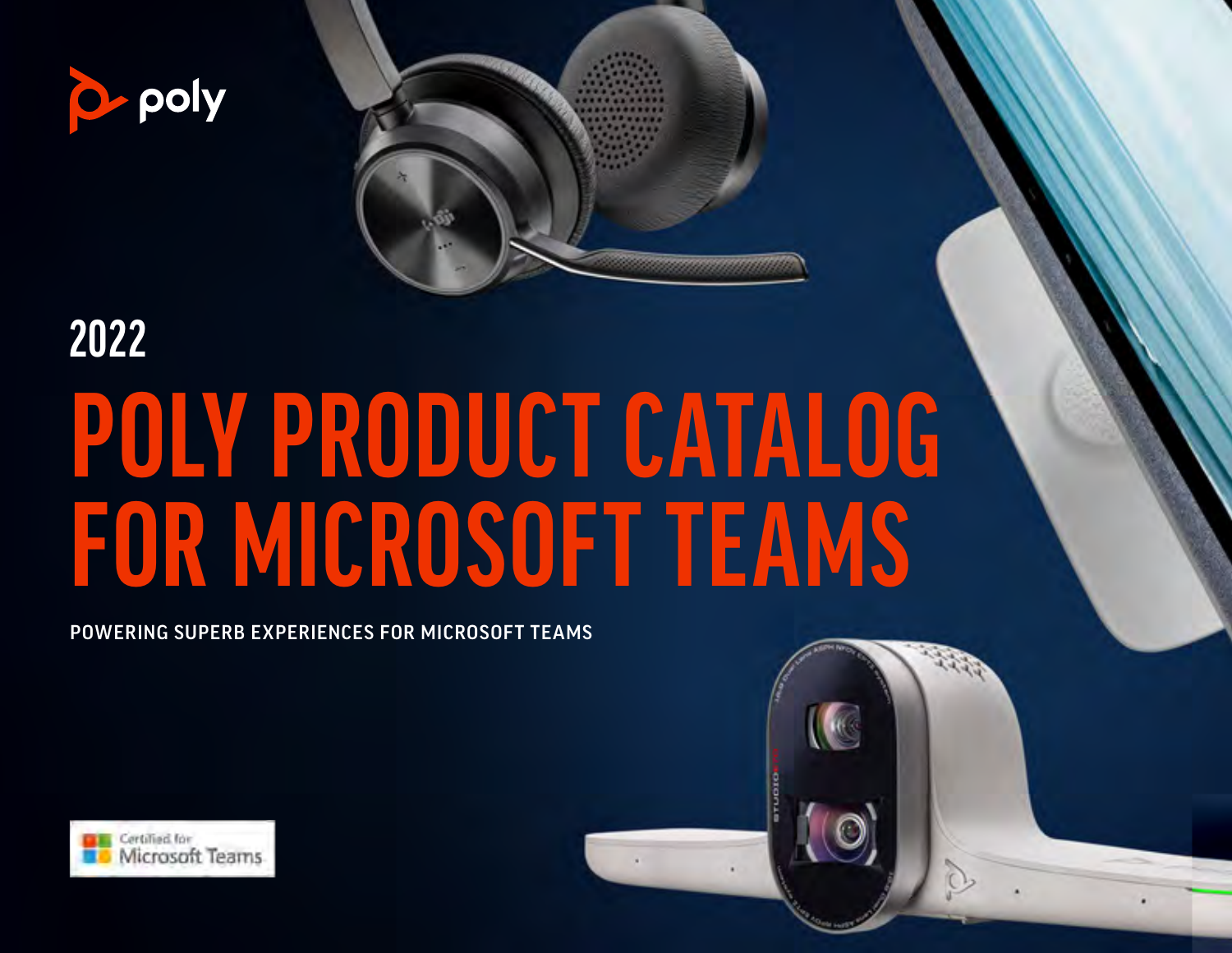poly

2022

# POLY PRODUCT CATALOG FOR MICROSOFT TEAMS

POWERING SUPERB EXPERIENCES FOR MICROSOFT TEAMS

Certified for Microsoft Teams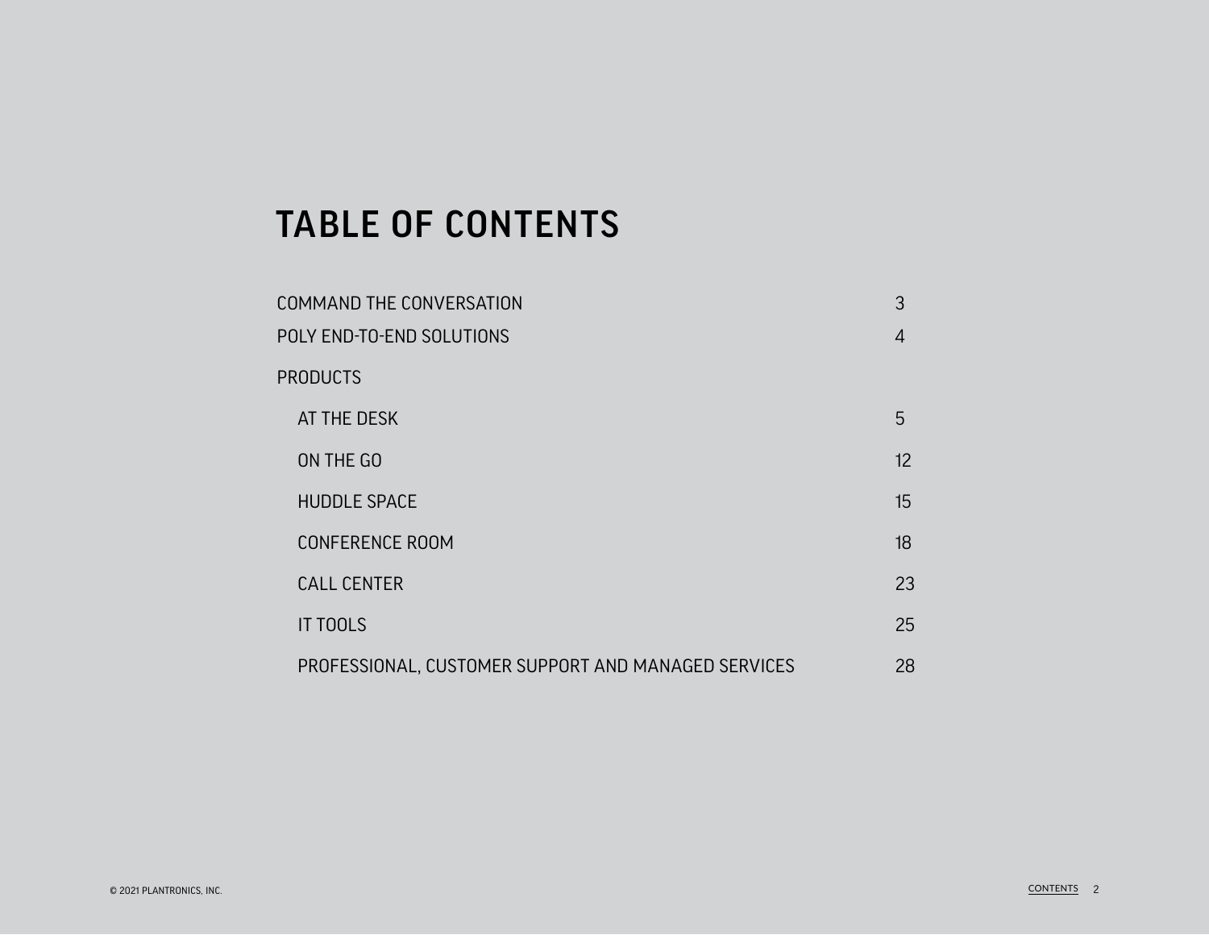# TABLE OF CONTENTS

| | |
|---|---|
| COMMAND THE CONVERSATION | 3 |
| POLY END-TO-END SOLUTIONS | 4 |
| PRODUCTS | |
| AT THE DESK | 5 |
| ON THE GO | 12 |
| HUDDLE SPACE | 15 |
| CONFERENCE ROOM | 18 |
| CALL CENTER | 23 |
| IT TOOLS | 25 |
| PROFESSIONAL, CUSTOMER SUPPORT AND MANAGED SERVICES | 28 |

© 2021 PLANTRONICS, INC.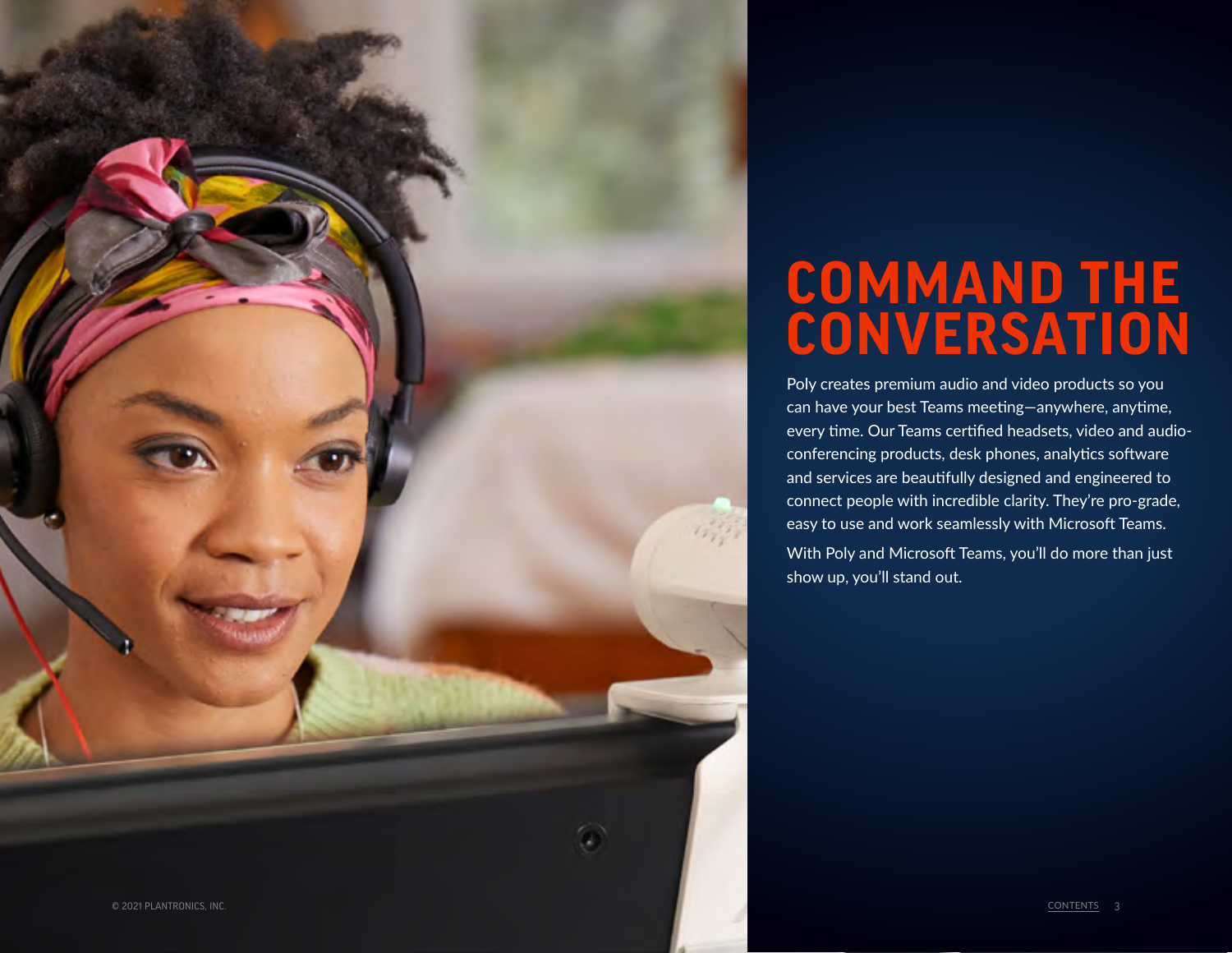# COMMAND THE CONVERSATION

Poly creates premium audio and video products so you can have your best Teams meeting—anywhere, anytime, every time. Our Teams certified headsets, video and audio-conferencing products, desk phones, analytics software and services are beautifully designed and engineered to connect people with incredible clarity. They're pro-grade, easy to use and work seamlessly with Microsoft Teams.

With Poly and Microsoft Teams, you'll do more than just show up, you'll stand out.

© 2021 PLANTRONICS, INC.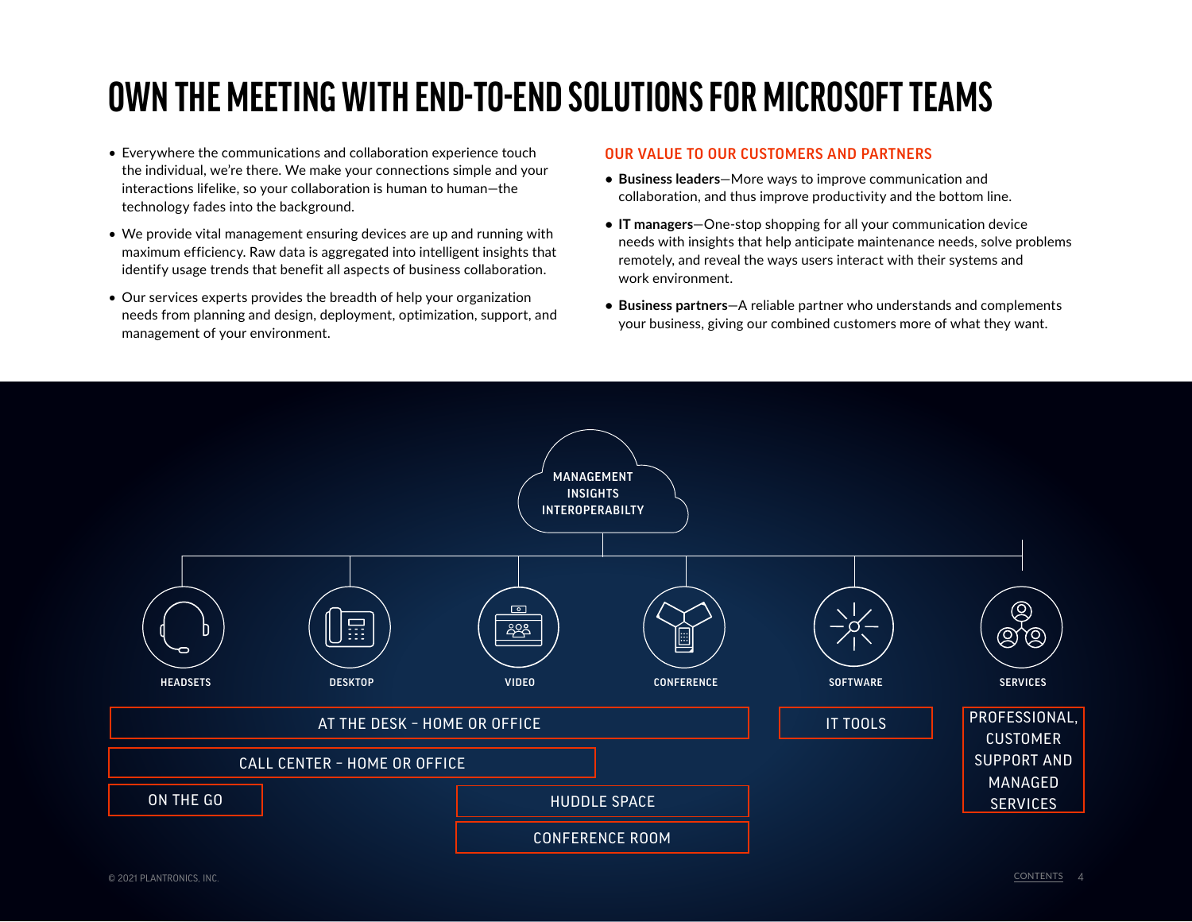# OWN THE MEETING WITH END-TO-END SOLUTIONS FOR MICROSOFT TEAMS

- Everywhere the communications and collaboration experience touch the individual, we're there. We make your connections simple and your interactions lifelike, so your collaboration is human to human—the technology fades into the background.
- We provide vital management ensuring devices are up and running with maximum efficiency. Raw data is aggregated into intelligent insights that identify usage trends that benefit all aspects of business collaboration.
- Our services experts provides the breadth of help your organization needs from planning and design, deployment, optimization, support, and management of your environment.

## OUR VALUE TO OUR CUSTOMERS AND PARTNERS

- **Business leaders**—More ways to improve communication and collaboration, and thus improve productivity and the bottom line.
- **IT managers**—One-stop shopping for all your communication device needs with insights that help anticipate maintenance needs, solve problems remotely, and reveal the ways users interact with their systems and work environment.
- **Business partners**—A reliable partner who understands and complements your business, giving our combined customers more of what they want.

MANAGEMENT
INSIGHTS
INTEROPERABILTY

HEADSETS | DESKTOP | VIDEO | CONFERENCE | SOFTWARE | SERVICES

- AT THE DESK – HOME OR OFFICE
- CALL CENTER – HOME OR OFFICE
- ON THE GO
- HUDDLE SPACE
- CONFERENCE ROOM
- IT TOOLS
- PROFESSIONAL, CUSTOMER SUPPORT AND MANAGED SERVICES

© 2021 PLANTRONICS, INC.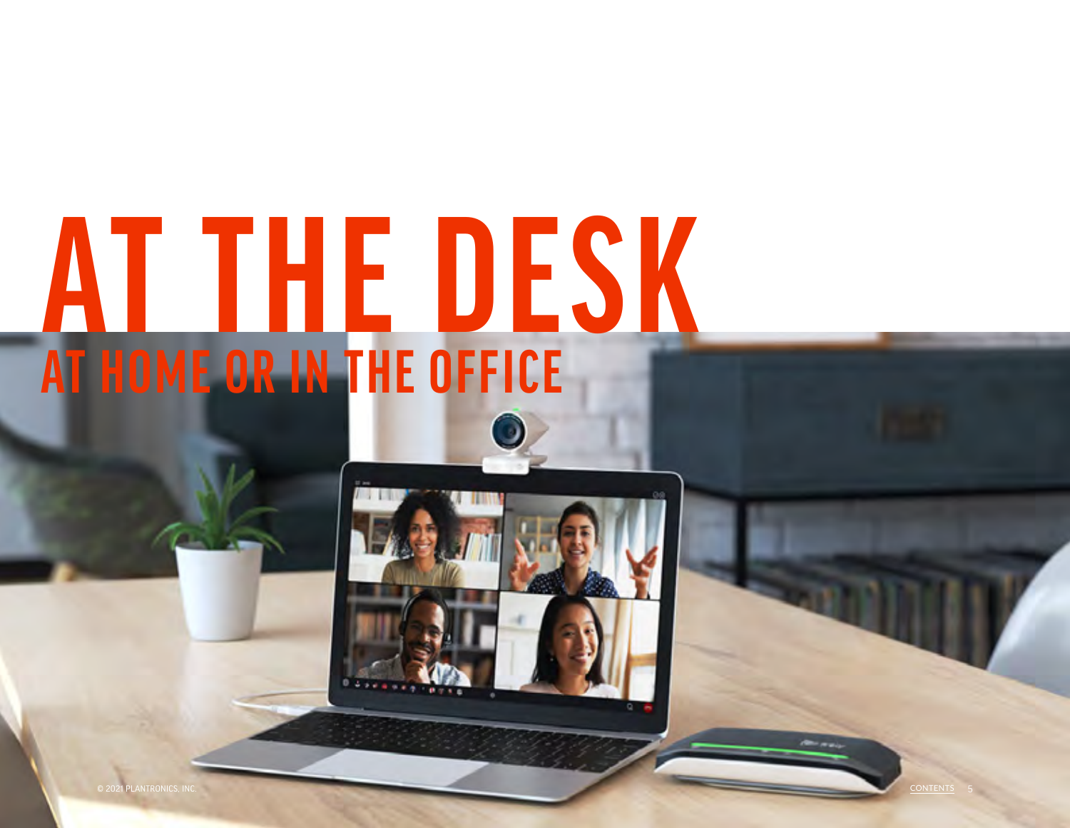# AT THE DESK

## AT HOME OR IN THE OFFICE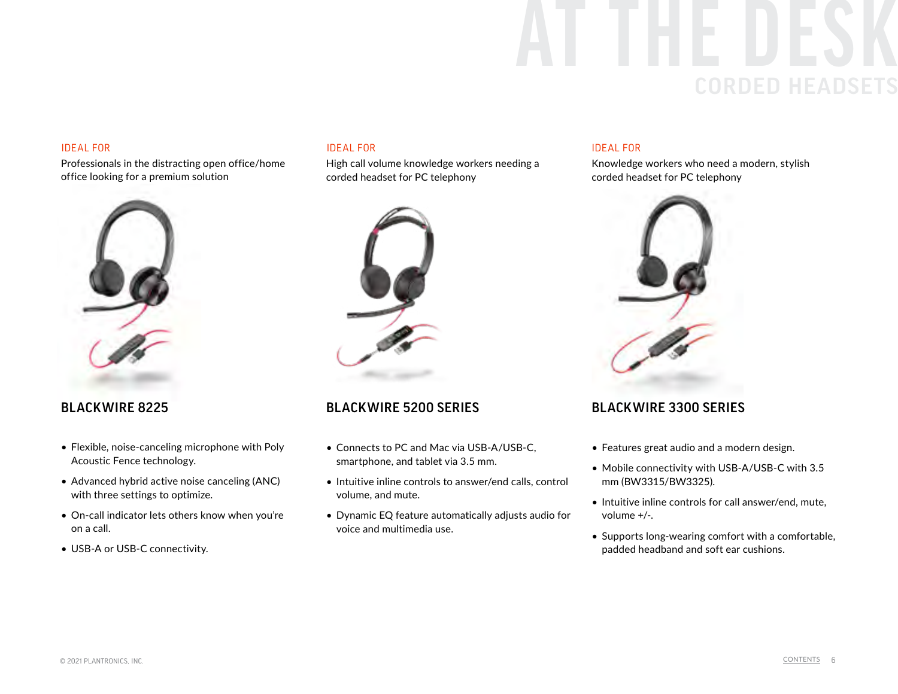# AT THE DESK

## CORDED HEADSETS

IDEAL FOR

Professionals in the distracting open office/home office looking for a premium solution

### BLACKWIRE 8225

- Flexible, noise-canceling microphone with Poly Acoustic Fence technology.
- Advanced hybrid active noise canceling (ANC) with three settings to optimize.
- On-call indicator lets others know when you're on a call.
- USB-A or USB-C connectivity.

IDEAL FOR

High call volume knowledge workers needing a corded headset for PC telephony

### BLACKWIRE 5200 SERIES

- Connects to PC and Mac via USB-A/USB-C, smartphone, and tablet via 3.5 mm.
- Intuitive inline controls to answer/end calls, control volume, and mute.
- Dynamic EQ feature automatically adjusts audio for voice and multimedia use.

IDEAL FOR

Knowledge workers who need a modern, stylish corded headset for PC telephony

### BLACKWIRE 3300 SERIES

- Features great audio and a modern design.
- Mobile connectivity with USB-A/USB-C with 3.5 mm (BW3315/BW3325).
- Intuitive inline controls for call answer/end, mute, volume +/-.
- Supports long-wearing comfort with a comfortable, padded headband and soft ear cushions.

© 2021 PLANTRONICS, INC.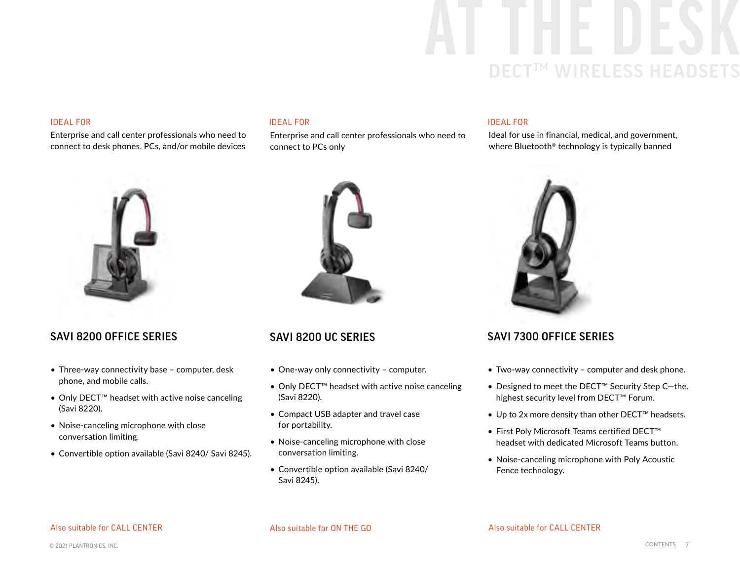# AT THE DESK

## DECT™ WIRELESS HEADSETS

IDEAL FOR

Enterprise and call center professionals who need to connect to desk phones, PCs, and/or mobile devices

### SAVI 8200 OFFICE SERIES

- Three-way connectivity base – computer, desk phone, and mobile calls.
- Only DECT™ headset with active noise canceling (Savi 8220).
- Noise-canceling microphone with close conversation limiting.
- Convertible option available (Savi 8240/ Savi 8245).

Also suitable for CALL CENTER

IDEAL FOR

Enterprise and call center professionals who need to connect to PCs only

### SAVI 8200 UC SERIES

- One-way only connectivity – computer.
- Only DECT™ headset with active noise canceling (Savi 8220).
- Compact USB adapter and travel case for portability.
- Noise-canceling microphone with close conversation limiting.
- Convertible option available (Savi 8240/ Savi 8245).

Also suitable for ON THE GO

IDEAL FOR

Ideal for use in financial, medical, and government, where Bluetooth® technology is typically banned

### SAVI 7300 OFFICE SERIES

- Two-way connectivity – computer and desk phone.
- Designed to meet the DECT™ Security Step C—the. highest security level from DECT™ Forum.
- Up to 2x more density than other DECT™ headsets.
- First Poly Microsoft Teams certified DECT™ headset with dedicated Microsoft Teams button.
- Noise-canceling microphone with Poly Acoustic Fence technology.

Also suitable for CALL CENTER

© 2021 PLANTRONICS, INC.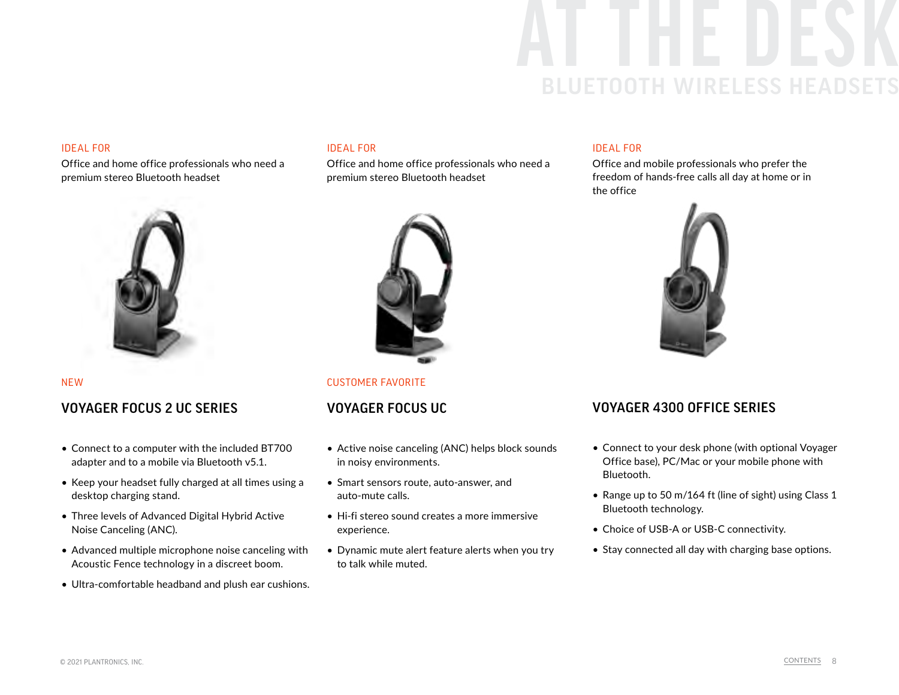# AT THE DESK

## BLUETOOTH WIRELESS HEADSETS

IDEAL FOR

Office and home office professionals who need a premium stereo Bluetooth headset

NEW

### VOYAGER FOCUS 2 UC SERIES

- Connect to a computer with the included BT700 adapter and to a mobile via Bluetooth v5.1.
- Keep your headset fully charged at all times using a desktop charging stand.
- Three levels of Advanced Digital Hybrid Active Noise Canceling (ANC).
- Advanced multiple microphone noise canceling with Acoustic Fence technology in a discreet boom.
- Ultra-comfortable headband and plush ear cushions.

IDEAL FOR

Office and home office professionals who need a premium stereo Bluetooth headset

CUSTOMER FAVORITE

### VOYAGER FOCUS UC

- Active noise canceling (ANC) helps block sounds in noisy environments.
- Smart sensors route, auto-answer, and auto-mute calls.
- Hi-fi stereo sound creates a more immersive experience.
- Dynamic mute alert feature alerts when you try to talk while muted.

IDEAL FOR

Office and mobile professionals who prefer the freedom of hands-free calls all day at home or in the office

### VOYAGER 4300 OFFICE SERIES

- Connect to your desk phone (with optional Voyager Office base), PC/Mac or your mobile phone with Bluetooth.
- Range up to 50 m/164 ft (line of sight) using Class 1 Bluetooth technology.
- Choice of USB-A or USB-C connectivity.
- Stay connected all day with charging base options.

© 2021 PLANTRONICS, INC.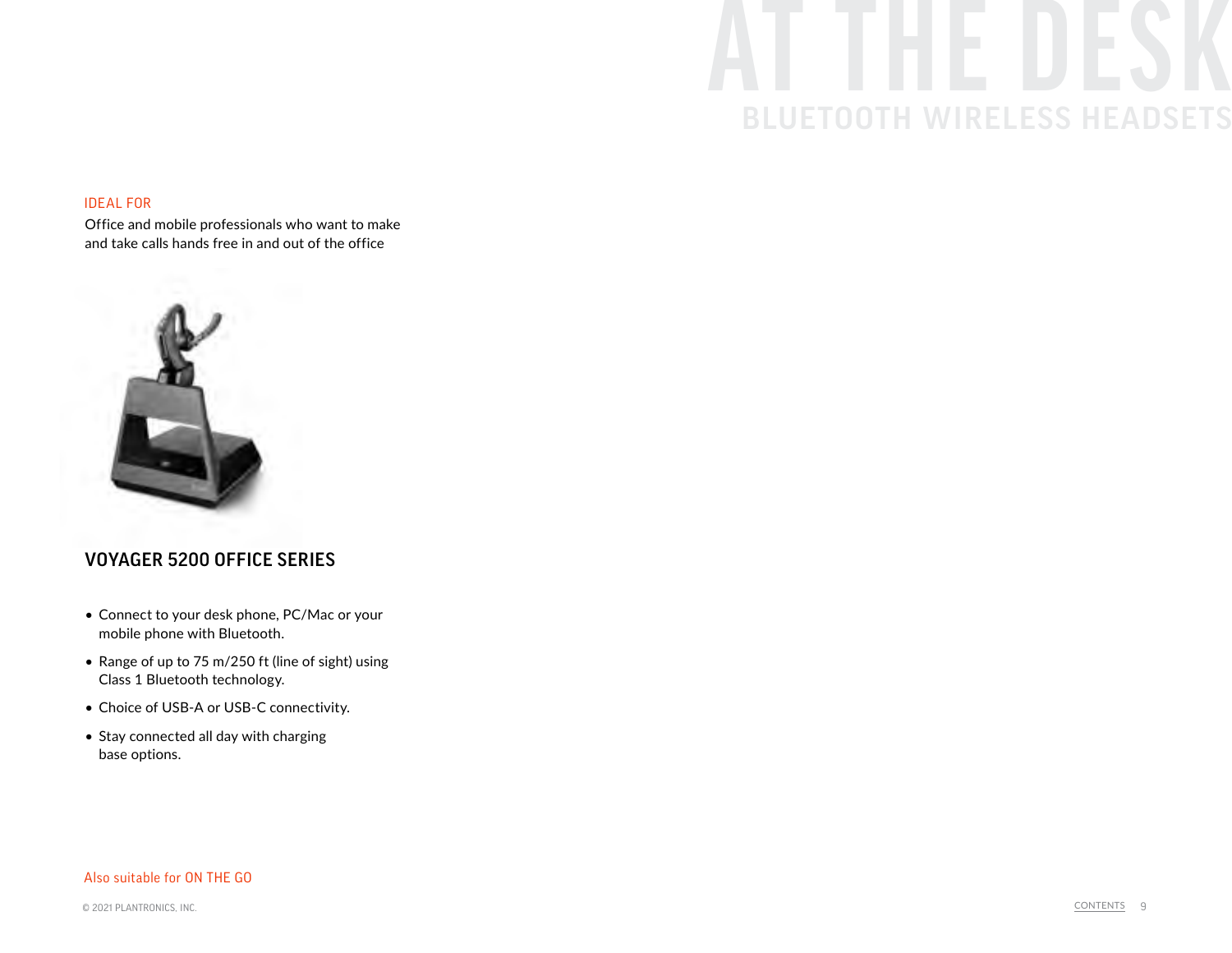# AT THE DESK

## BLUETOOTH WIRELESS HEADSETS

IDEAL FOR

Office and mobile professionals who want to make and take calls hands free in and out of the office

### VOYAGER 5200 OFFICE SERIES

- Connect to your desk phone, PC/Mac or your mobile phone with Bluetooth.
- Range of up to 75 m/250 ft (line of sight) using Class 1 Bluetooth technology.
- Choice of USB-A or USB-C connectivity.
- Stay connected all day with charging base options.

Also suitable for ON THE GO

© 2021 PLANTRONICS, INC.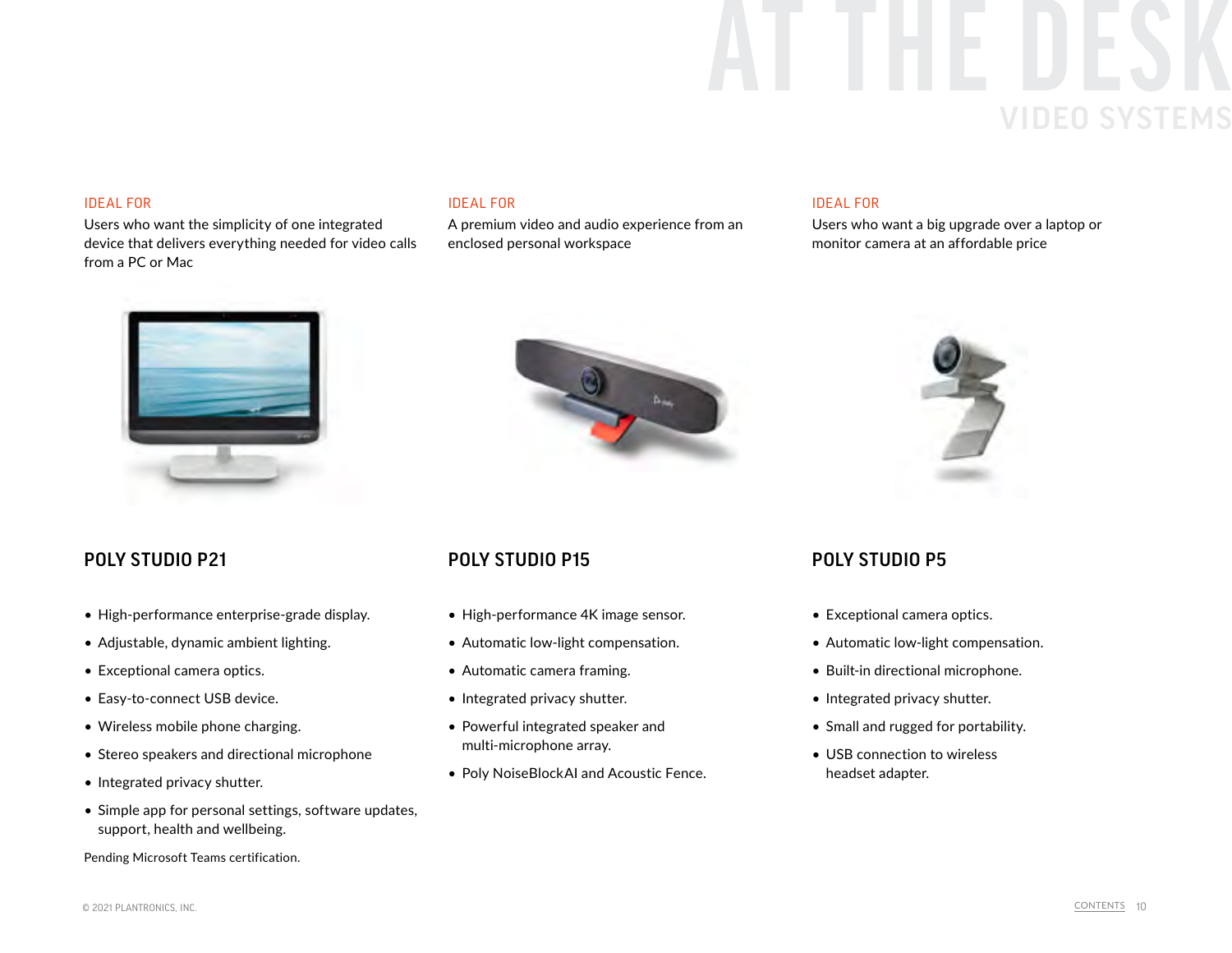# AT THE DESK

## VIDEO SYSTEMS

IDEAL FOR

Users who want the simplicity of one integrated device that delivers everything needed for video calls from a PC or Mac

### POLY STUDIO P21

- High-performance enterprise-grade display.
- Adjustable, dynamic ambient lighting.
- Exceptional camera optics.
- Easy-to-connect USB device.
- Wireless mobile phone charging.
- Stereo speakers and directional microphone
- Integrated privacy shutter.
- Simple app for personal settings, software updates, support, health and wellbeing.

Pending Microsoft Teams certification.

IDEAL FOR

A premium video and audio experience from an enclosed personal workspace

### POLY STUDIO P15

- High-performance 4K image sensor.
- Automatic low-light compensation.
- Automatic camera framing.
- Integrated privacy shutter.
- Powerful integrated speaker and multi-microphone array.
- Poly NoiseBlockAI and Acoustic Fence.

IDEAL FOR

Users who want a big upgrade over a laptop or monitor camera at an affordable price

### POLY STUDIO P5

- Exceptional camera optics.
- Automatic low-light compensation.
- Built-in directional microphone.
- Integrated privacy shutter.
- Small and rugged for portability.
- USB connection to wireless headset adapter.

© 2021 PLANTRONICS, INC.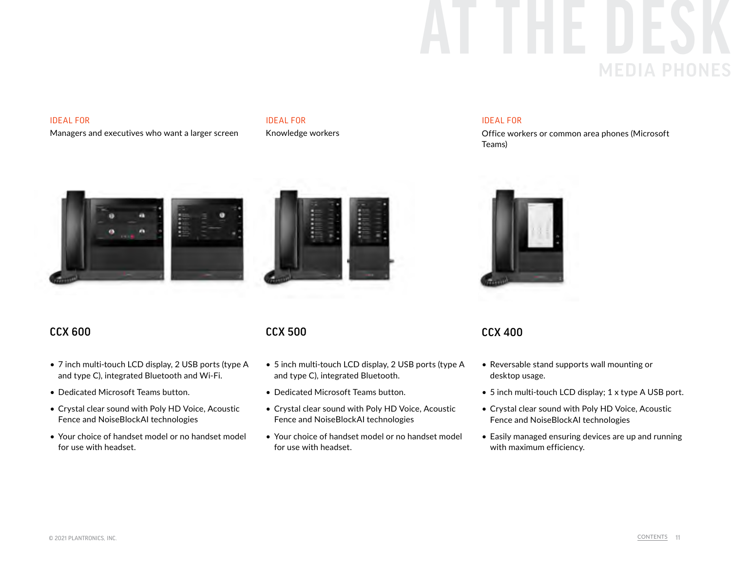# AT THE DESK

## MEDIA PHONES

### CCX 600

IDEAL FOR
Managers and executives who want a larger screen

- 7 inch multi-touch LCD display, 2 USB ports (type A and type C), integrated Bluetooth and Wi-Fi.
- Dedicated Microsoft Teams button.
- Crystal clear sound with Poly HD Voice, Acoustic Fence and NoiseBlockAI technologies
- Your choice of handset model or no handset model for use with headset.

### CCX 500

IDEAL FOR
Knowledge workers

- 5 inch multi-touch LCD display, 2 USB ports (type A and type C), integrated Bluetooth.
- Dedicated Microsoft Teams button.
- Crystal clear sound with Poly HD Voice, Acoustic Fence and NoiseBlockAI technologies
- Your choice of handset model or no handset model for use with headset.

### CCX 400

IDEAL FOR
Office workers or common area phones (Microsoft Teams)

- Reversable stand supports wall mounting or desktop usage.
- 5 inch multi-touch LCD display; 1 x type A USB port.
- Crystal clear sound with Poly HD Voice, Acoustic Fence and NoiseBlockAI technologies
- Easily managed ensuring devices are up and running with maximum efficiency.

© 2021 PLANTRONICS, INC.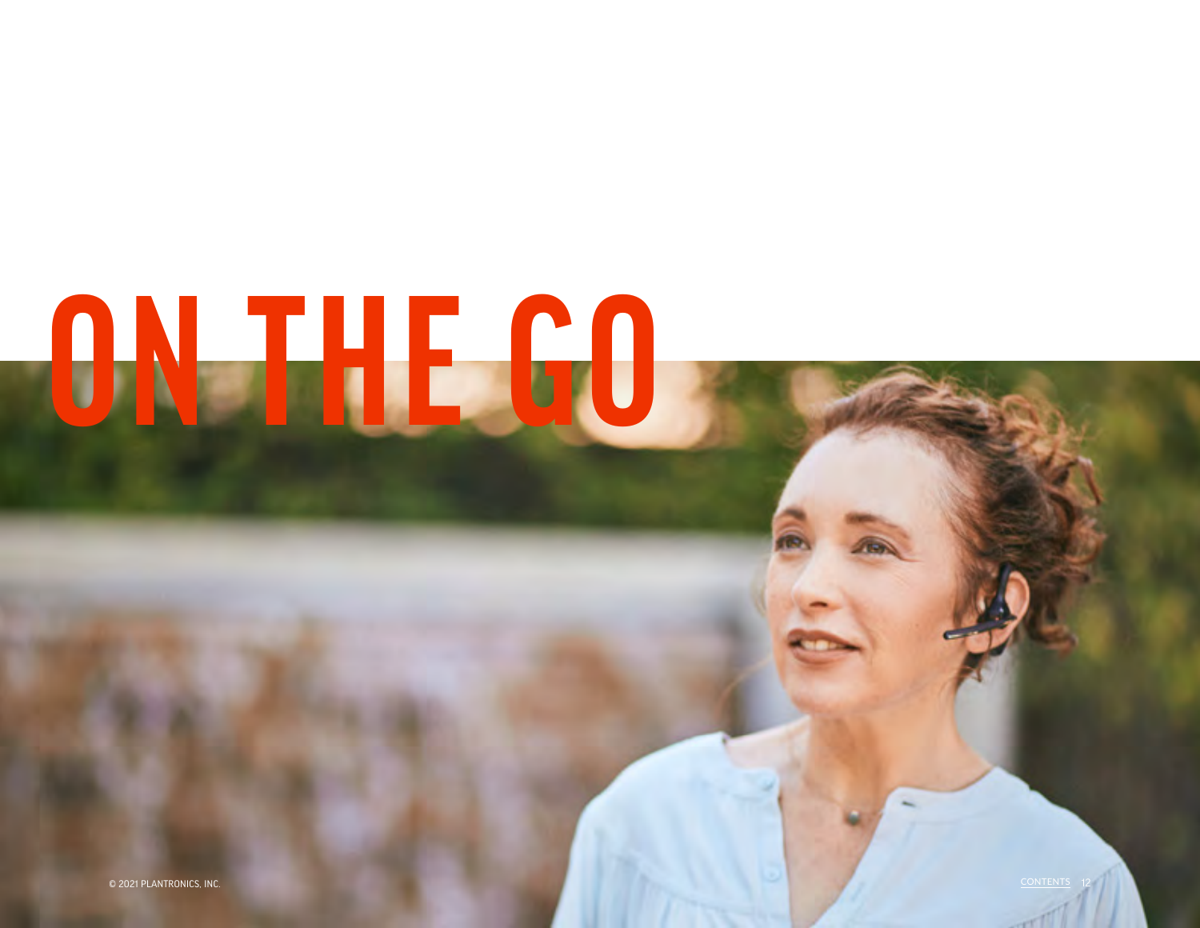# ON THE GO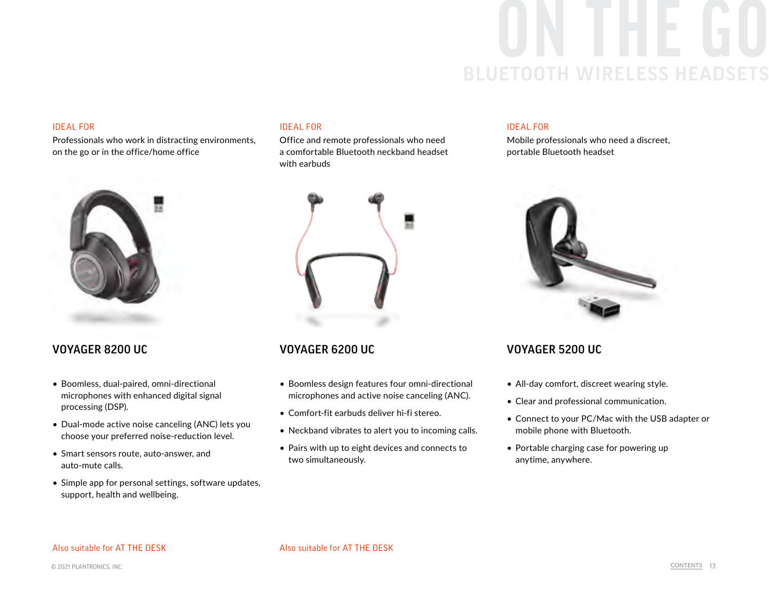# ON THE GO

## BLUETOOTH WIRELESS HEADSETS

IDEAL FOR

Professionals who work in distracting environments, on the go or in the office/home office

### VOYAGER 8200 UC

- Boomless, dual-paired, omni-directional microphones with enhanced digital signal processing (DSP).
- Dual-mode active noise canceling (ANC) lets you choose your preferred noise-reduction level.
- Smart sensors route, auto-answer, and auto-mute calls.
- Simple app for personal settings, software updates, support, health and wellbeing.

Also suitable for AT THE DESK

IDEAL FOR

Office and remote professionals who need a comfortable Bluetooth neckband headset with earbuds

### VOYAGER 6200 UC

- Boomless design features four omni-directional microphones and active noise canceling (ANC).
- Comfort-fit earbuds deliver hi-fi stereo.
- Neckband vibrates to alert you to incoming calls.
- Pairs with up to eight devices and connects to two simultaneously.

Also suitable for AT THE DESK

IDEAL FOR

Mobile professionals who need a discreet, portable Bluetooth headset

### VOYAGER 5200 UC

- All-day comfort, discreet wearing style.
- Clear and professional communication.
- Connect to your PC/Mac with the USB adapter or mobile phone with Bluetooth.
- Portable charging case for powering up anytime, anywhere.

© 2021 PLANTRONICS, INC.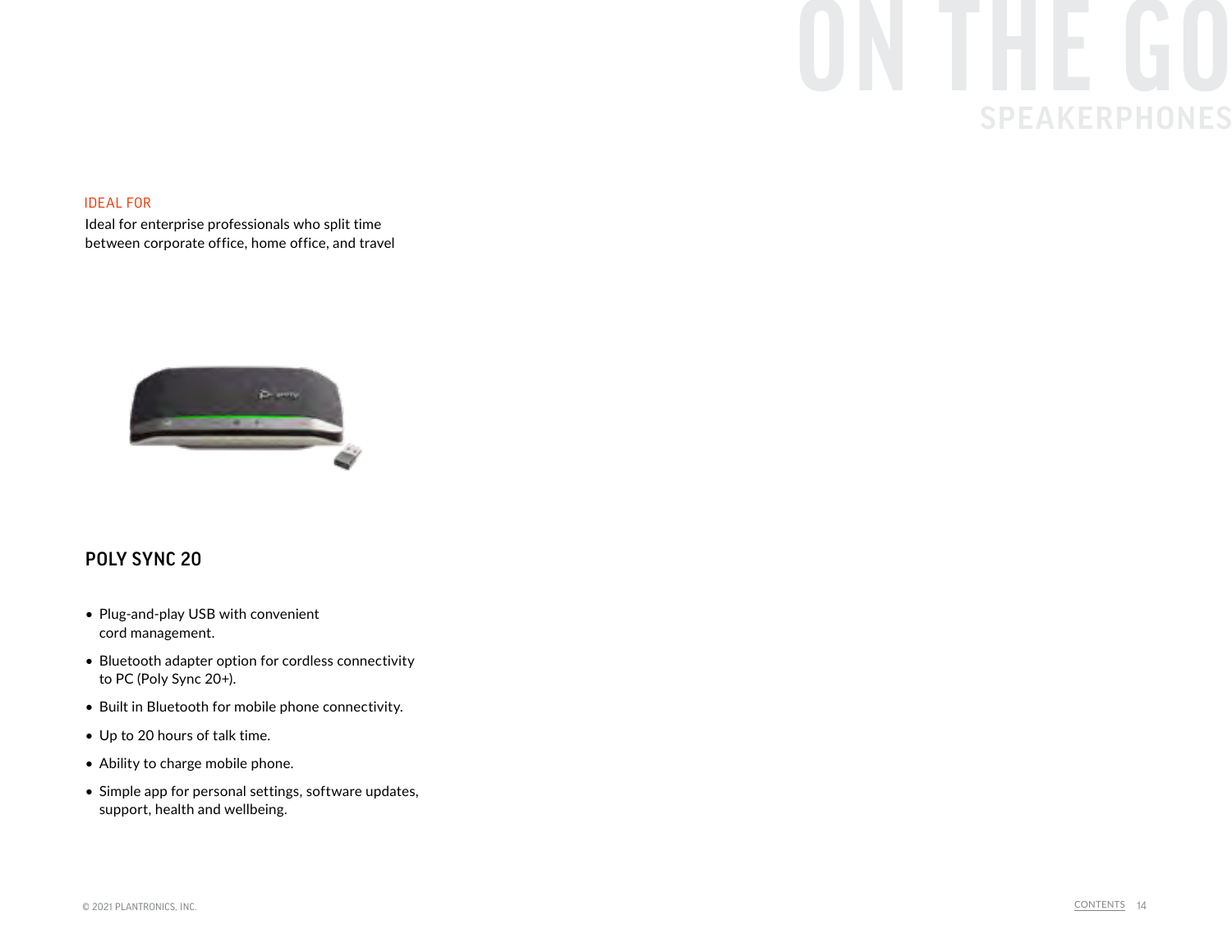# ON THE GO

## SPEAKERPHONES

IDEAL FOR

Ideal for enterprise professionals who split time between corporate office, home office, and travel

### POLY SYNC 20

- Plug-and-play USB with convenient cord management.
- Bluetooth adapter option for cordless connectivity to PC (Poly Sync 20+).
- Built in Bluetooth for mobile phone connectivity.
- Up to 20 hours of talk time.
- Ability to charge mobile phone.
- Simple app for personal settings, software updates, support, health and wellbeing.

© 2021 PLANTRONICS, INC.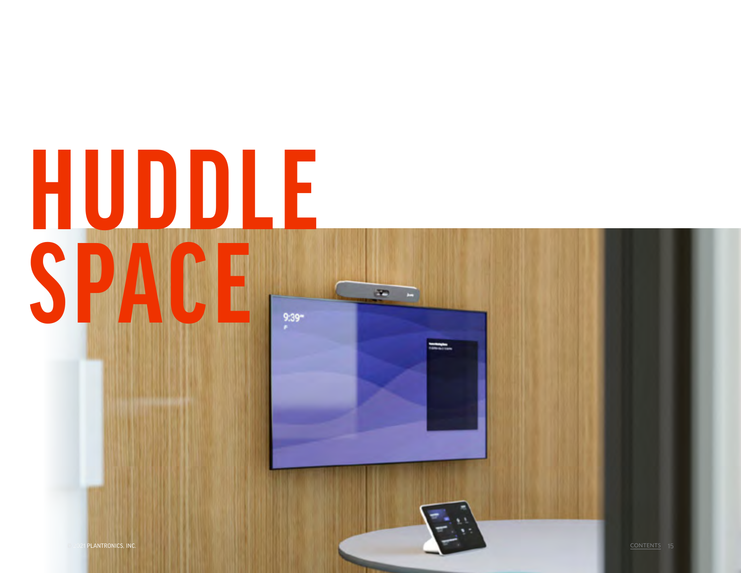# HUDDLE SPACE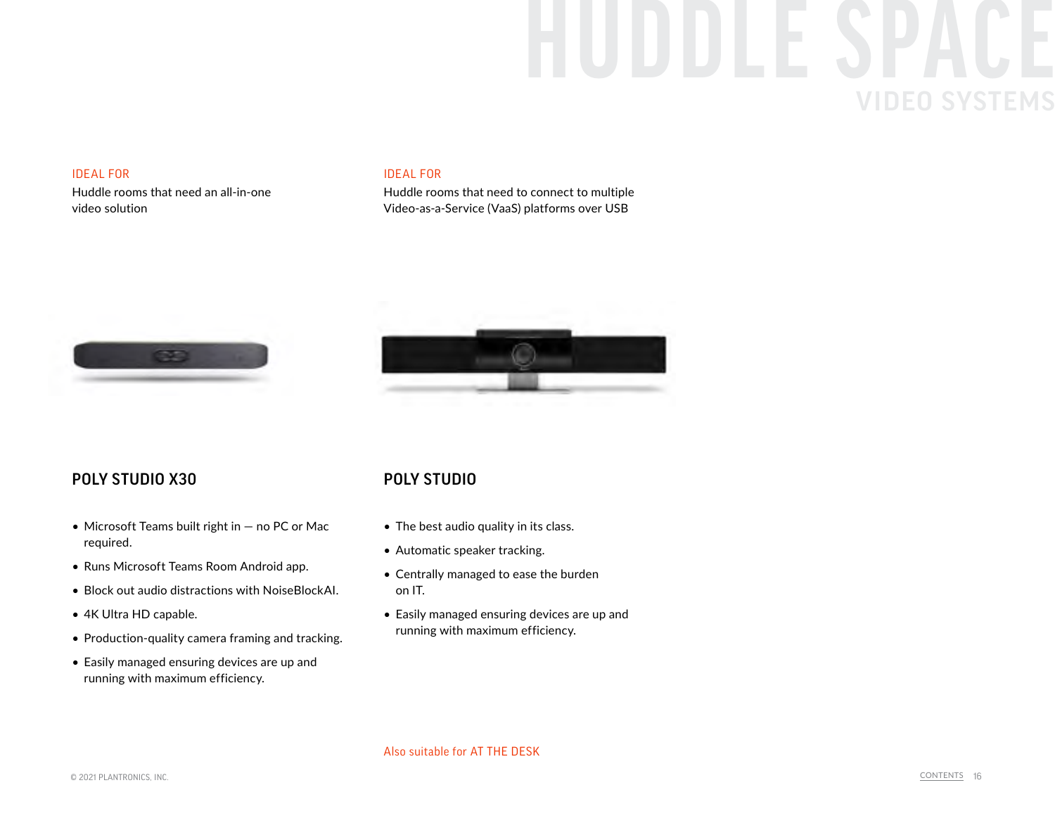# HUDDLE SPACE

## VIDEO SYSTEMS

IDEAL FOR

Huddle rooms that need an all-in-one video solution

### POLY STUDIO X30

- Microsoft Teams built right in — no PC or Mac required.
- Runs Microsoft Teams Room Android app.
- Block out audio distractions with NoiseBlockAI.
- 4K Ultra HD capable.
- Production-quality camera framing and tracking.
- Easily managed ensuring devices are up and running with maximum efficiency.

IDEAL FOR

Huddle rooms that need to connect to multiple Video-as-a-Service (VaaS) platforms over USB

### POLY STUDIO

- The best audio quality in its class.
- Automatic speaker tracking.
- Centrally managed to ease the burden on IT.
- Easily managed ensuring devices are up and running with maximum efficiency.

Also suitable for AT THE DESK

© 2021 PLANTRONICS, INC.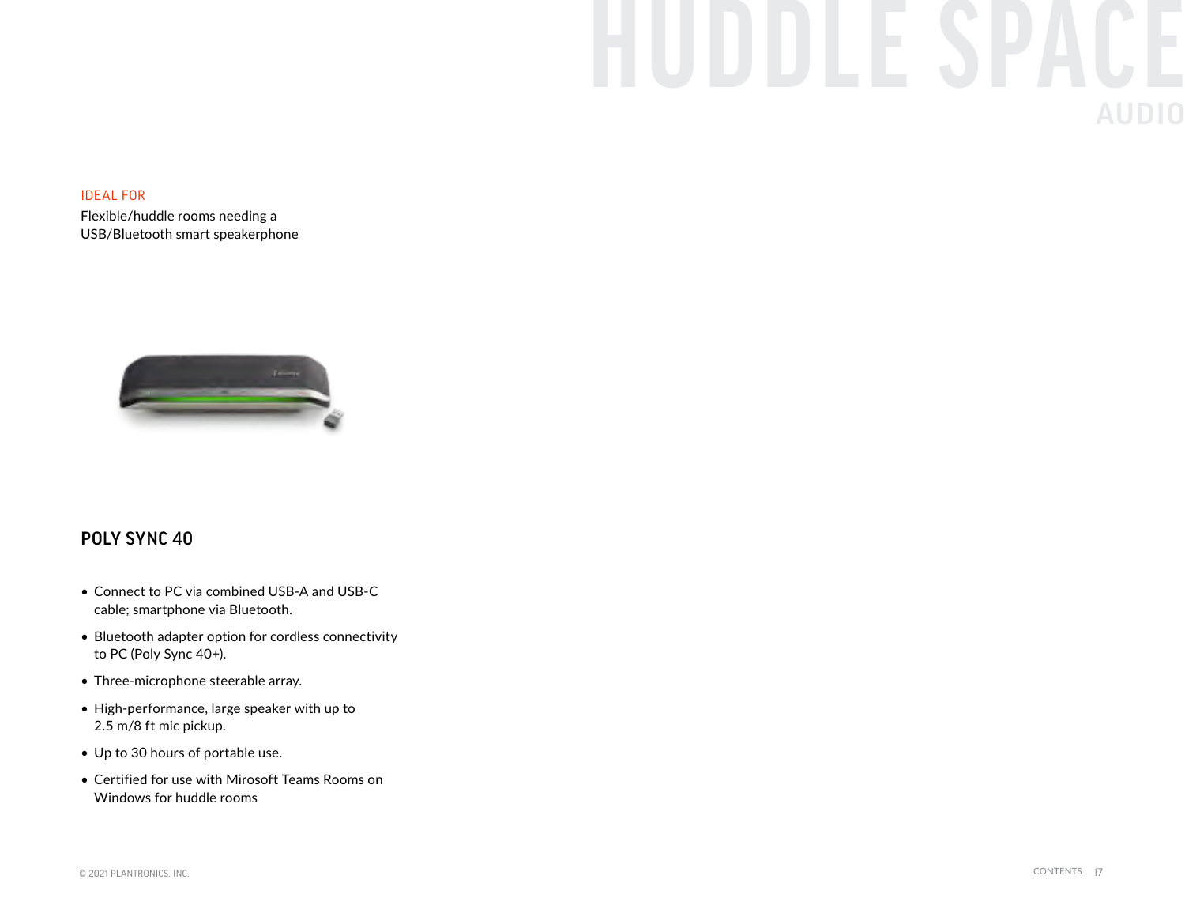# HUDDLE SPACE

## AUDIO

IDEAL FOR

Flexible/huddle rooms needing a USB/Bluetooth smart speakerphone

### POLY SYNC 40

- Connect to PC via combined USB-A and USB-C cable; smartphone via Bluetooth.
- Bluetooth adapter option for cordless connectivity to PC (Poly Sync 40+).
- Three-microphone steerable array.
- High-performance, large speaker with up to 2.5 m/8 ft mic pickup.
- Up to 30 hours of portable use.
- Certified for use with Mirosoft Teams Rooms on Windows for huddle rooms

© 2021 PLANTRONICS, INC.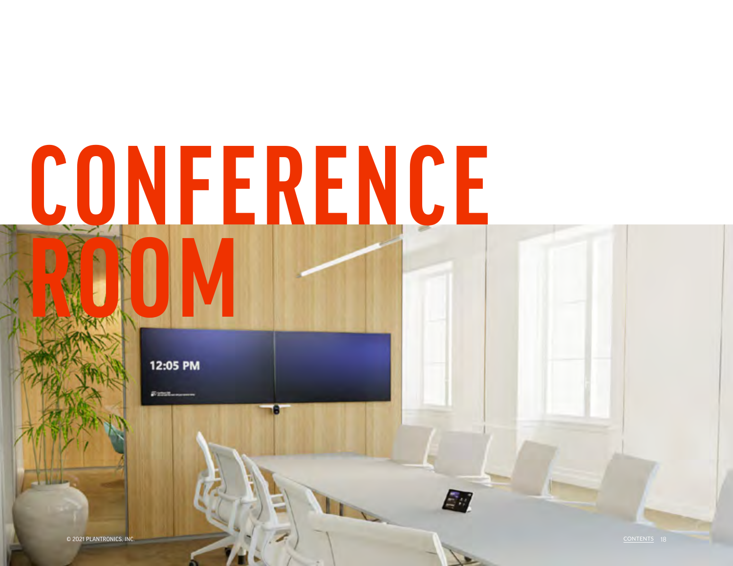# CONFERENCE ROOM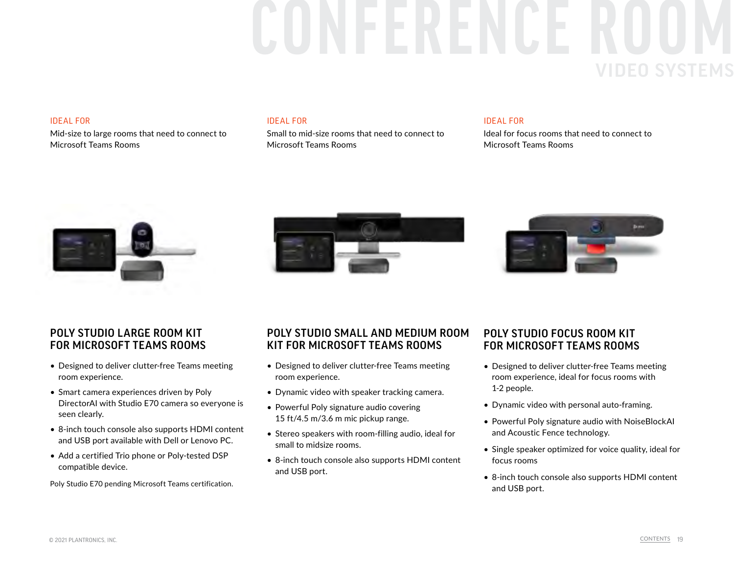# CONFERENCE ROOM

## VIDEO SYSTEMS

IDEAL FOR

Mid-size to large rooms that need to connect to Microsoft Teams Rooms

### POLY STUDIO LARGE ROOM KIT FOR MICROSOFT TEAMS ROOMS

- Designed to deliver clutter-free Teams meeting room experience.
- Smart camera experiences driven by Poly DirectorAI with Studio E70 camera so everyone is seen clearly.
- 8-inch touch console also supports HDMI content and USB port available with Dell or Lenovo PC.
- Add a certified Trio phone or Poly-tested DSP compatible device.

Poly Studio E70 pending Microsoft Teams certification.

IDEAL FOR

Small to mid-size rooms that need to connect to Microsoft Teams Rooms

### POLY STUDIO SMALL AND MEDIUM ROOM KIT FOR MICROSOFT TEAMS ROOMS

- Designed to deliver clutter-free Teams meeting room experience.
- Dynamic video with speaker tracking camera.
- Powerful Poly signature audio covering 15 ft/4.5 m/3.6 m mic pickup range.
- Stereo speakers with room-filling audio, ideal for small to midsize rooms.
- 8-inch touch console also supports HDMI content and USB port.

IDEAL FOR

Ideal for focus rooms that need to connect to Microsoft Teams Rooms

### POLY STUDIO FOCUS ROOM KIT FOR MICROSOFT TEAMS ROOMS

- Designed to deliver clutter-free Teams meeting room experience, ideal for focus rooms with 1-2 people.
- Dynamic video with personal auto-framing.
- Powerful Poly signature audio with NoiseBlockAI and Acoustic Fence technology.
- Single speaker optimized for voice quality, ideal for focus rooms
- 8-inch touch console also supports HDMI content and USB port.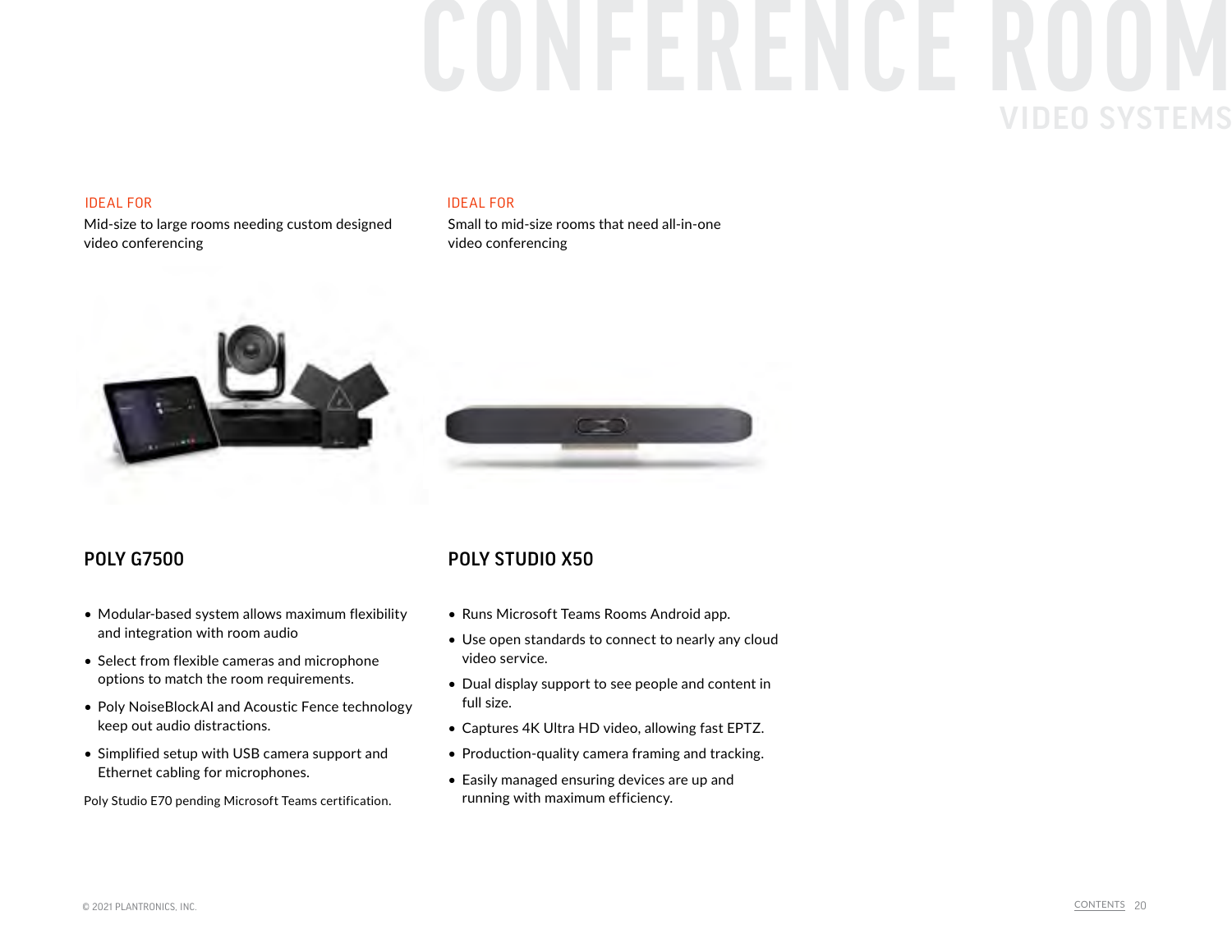# CONFERENCE ROOM

## VIDEO SYSTEMS

IDEAL FOR

Mid-size to large rooms needing custom designed video conferencing

### POLY G7500

- Modular-based system allows maximum flexibility and integration with room audio
- Select from flexible cameras and microphone options to match the room requirements.
- Poly NoiseBlockAI and Acoustic Fence technology keep out audio distractions.
- Simplified setup with USB camera support and Ethernet cabling for microphones.

Poly Studio E70 pending Microsoft Teams certification.

IDEAL FOR

Small to mid-size rooms that need all-in-one video conferencing

### POLY STUDIO X50

- Runs Microsoft Teams Rooms Android app.
- Use open standards to connect to nearly any cloud video service.
- Dual display support to see people and content in full size.
- Captures 4K Ultra HD video, allowing fast EPTZ.
- Production-quality camera framing and tracking.
- Easily managed ensuring devices are up and running with maximum efficiency.

© 2021 PLANTRONICS, INC.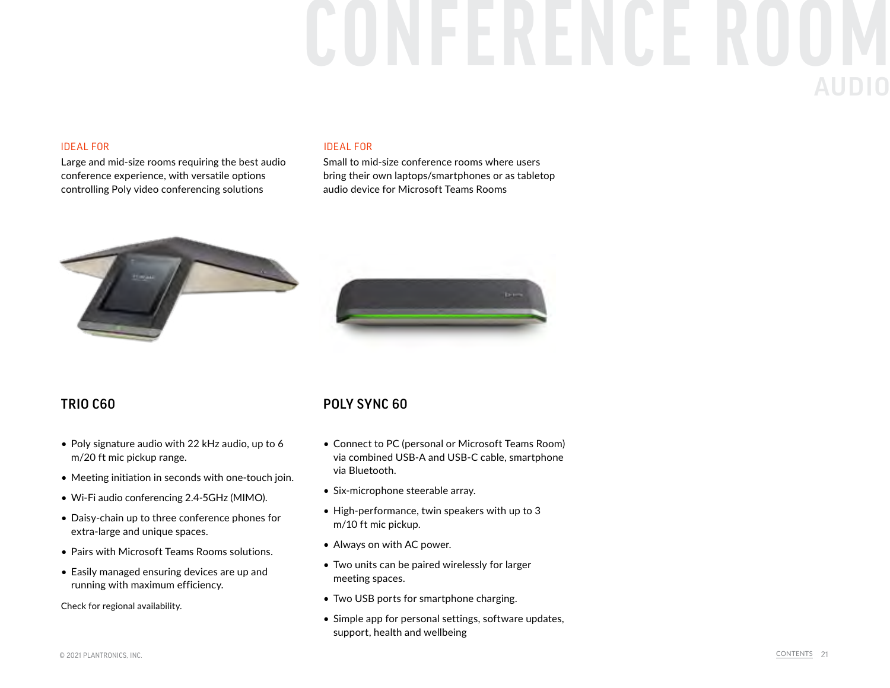# CONFERENCE ROOM AUDIO

## TRIO C60

IDEAL FOR

Large and mid-size rooms requiring the best audio conference experience, with versatile options controlling Poly video conferencing solutions

- Poly signature audio with 22 kHz audio, up to 6 m/20 ft mic pickup range.
- Meeting initiation in seconds with one-touch join.
- Wi-Fi audio conferencing 2.4-5GHz (MIMO).
- Daisy-chain up to three conference phones for extra-large and unique spaces.
- Pairs with Microsoft Teams Rooms solutions.
- Easily managed ensuring devices are up and running with maximum efficiency.

Check for regional availability.

## POLY SYNC 60

IDEAL FOR

Small to mid-size conference rooms where users bring their own laptops/smartphones or as tabletop audio device for Microsoft Teams Rooms

- Connect to PC (personal or Microsoft Teams Room) via combined USB-A and USB-C cable, smartphone via Bluetooth.
- Six-microphone steerable array.
- High-performance, twin speakers with up to 3 m/10 ft mic pickup.
- Always on with AC power.
- Two units can be paired wirelessly for larger meeting spaces.
- Two USB ports for smartphone charging.
- Simple app for personal settings, software updates, support, health and wellbeing

© 2021 PLANTRONICS, INC.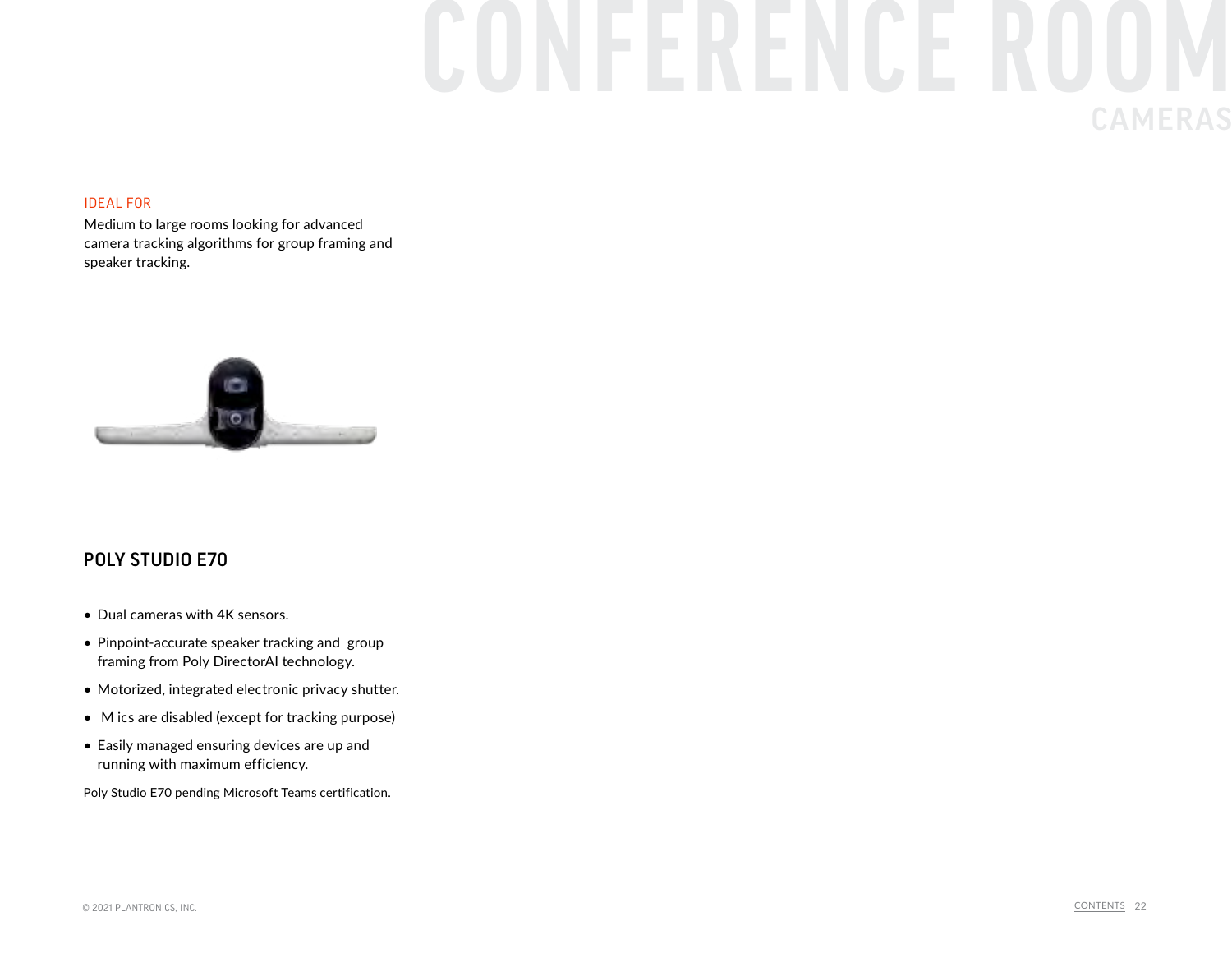# CONFERENCE ROOM

## CAMERAS

IDEAL FOR

Medium to large rooms looking for advanced camera tracking algorithms for group framing and speaker tracking.

### POLY STUDIO E70

- Dual cameras with 4K sensors.
- Pinpoint-accurate speaker tracking and group framing from Poly DirectorAI technology.
- Motorized, integrated electronic privacy shutter.
- M ics are disabled (except for tracking purpose)
- Easily managed ensuring devices are up and running with maximum efficiency.

Poly Studio E70 pending Microsoft Teams certification.

© 2021 PLANTRONICS, INC.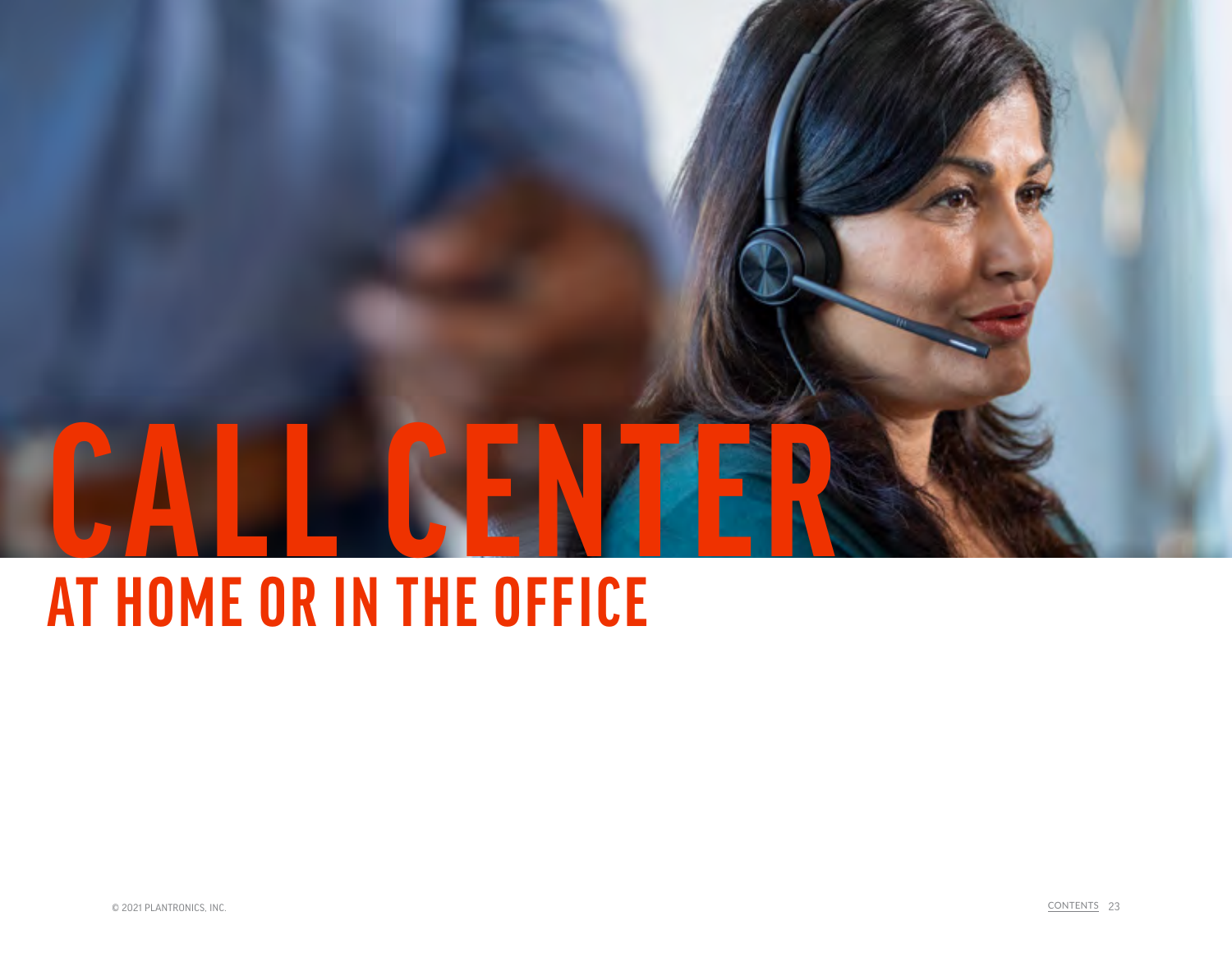# CALL CENTER

## AT HOME OR IN THE OFFICE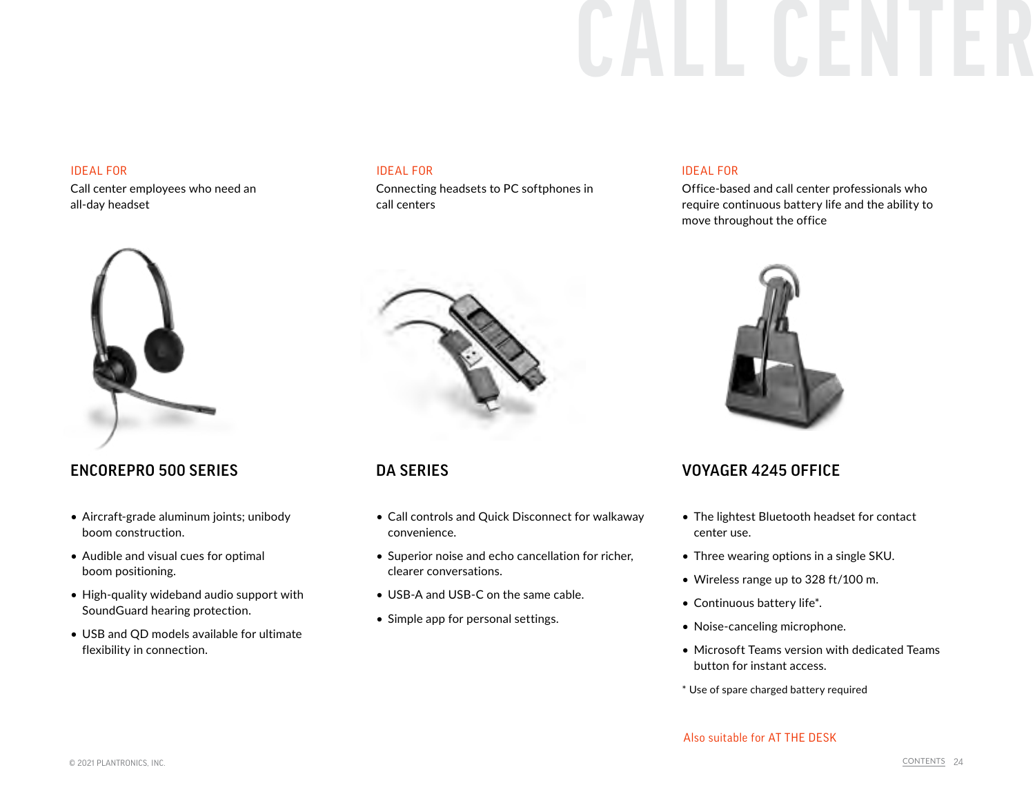# CALL CENTER

IDEAL FOR

Call center employees who need an all-day headset

## ENCOREPRO 500 SERIES

- Aircraft-grade aluminum joints; unibody boom construction.
- Audible and visual cues for optimal boom positioning.
- High-quality wideband audio support with SoundGuard hearing protection.
- USB and QD models available for ultimate flexibility in connection.

IDEAL FOR

Connecting headsets to PC softphones in call centers

## DA SERIES

- Call controls and Quick Disconnect for walkaway convenience.
- Superior noise and echo cancellation for richer, clearer conversations.
- USB-A and USB-C on the same cable.
- Simple app for personal settings.

IDEAL FOR

Office-based and call center professionals who require continuous battery life and the ability to move throughout the office

## VOYAGER 4245 OFFICE

- The lightest Bluetooth headset for contact center use.
- Three wearing options in a single SKU.
- Wireless range up to 328 ft/100 m.
- Continuous battery life*.
- Noise-canceling microphone.
- Microsoft Teams version with dedicated Teams button for instant access.

* Use of spare charged battery required

Also suitable for AT THE DESK

© 2021 PLANTRONICS, INC.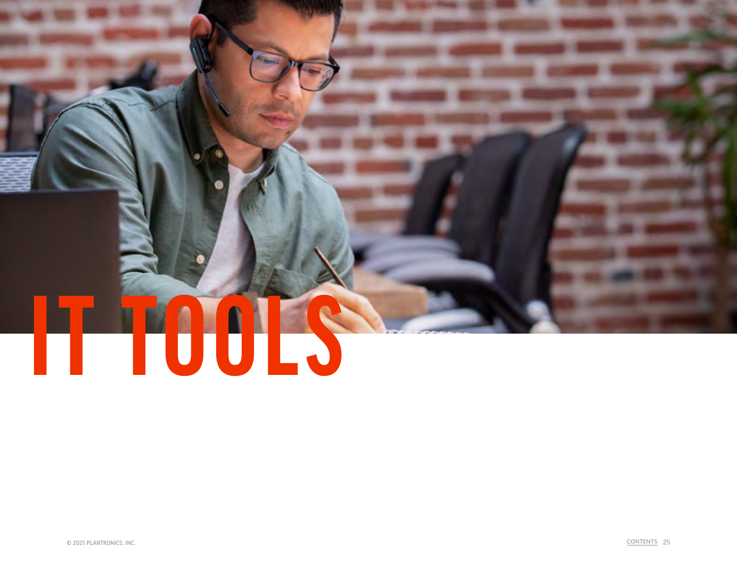# IT TOOLS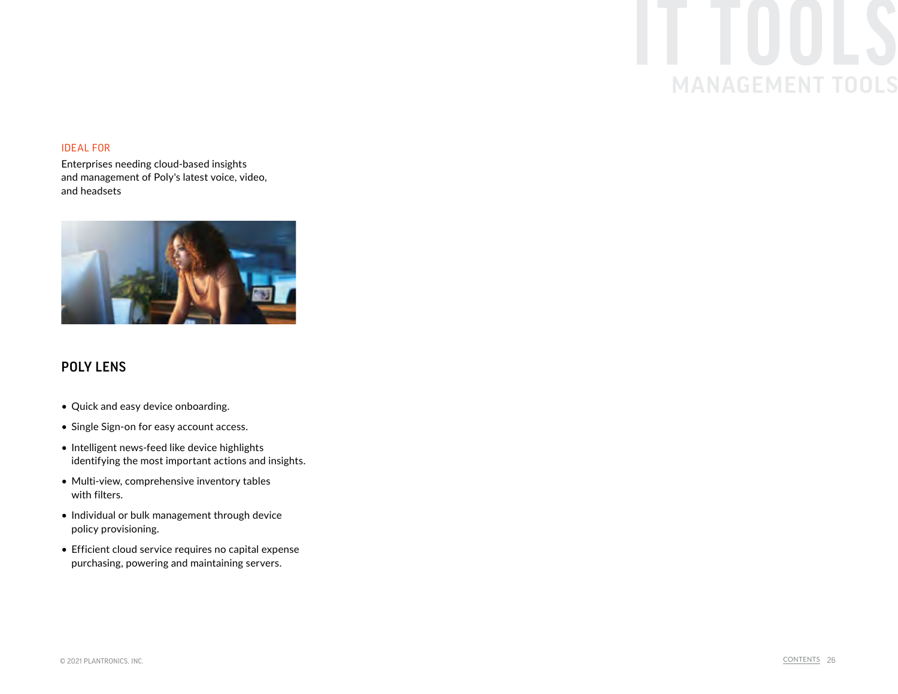# IT TOOLS

## MANAGEMENT TOOLS

IDEAL FOR

Enterprises needing cloud-based insights and management of Poly's latest voice, video, and headsets

### POLY LENS

- Quick and easy device onboarding.
- Single Sign-on for easy account access.
- Intelligent news-feed like device highlights identifying the most important actions and insights.
- Multi-view, comprehensive inventory tables with filters.
- Individual or bulk management through device policy provisioning.
- Efficient cloud service requires no capital expense purchasing, powering and maintaining servers.

© 2021 PLANTRONICS, INC.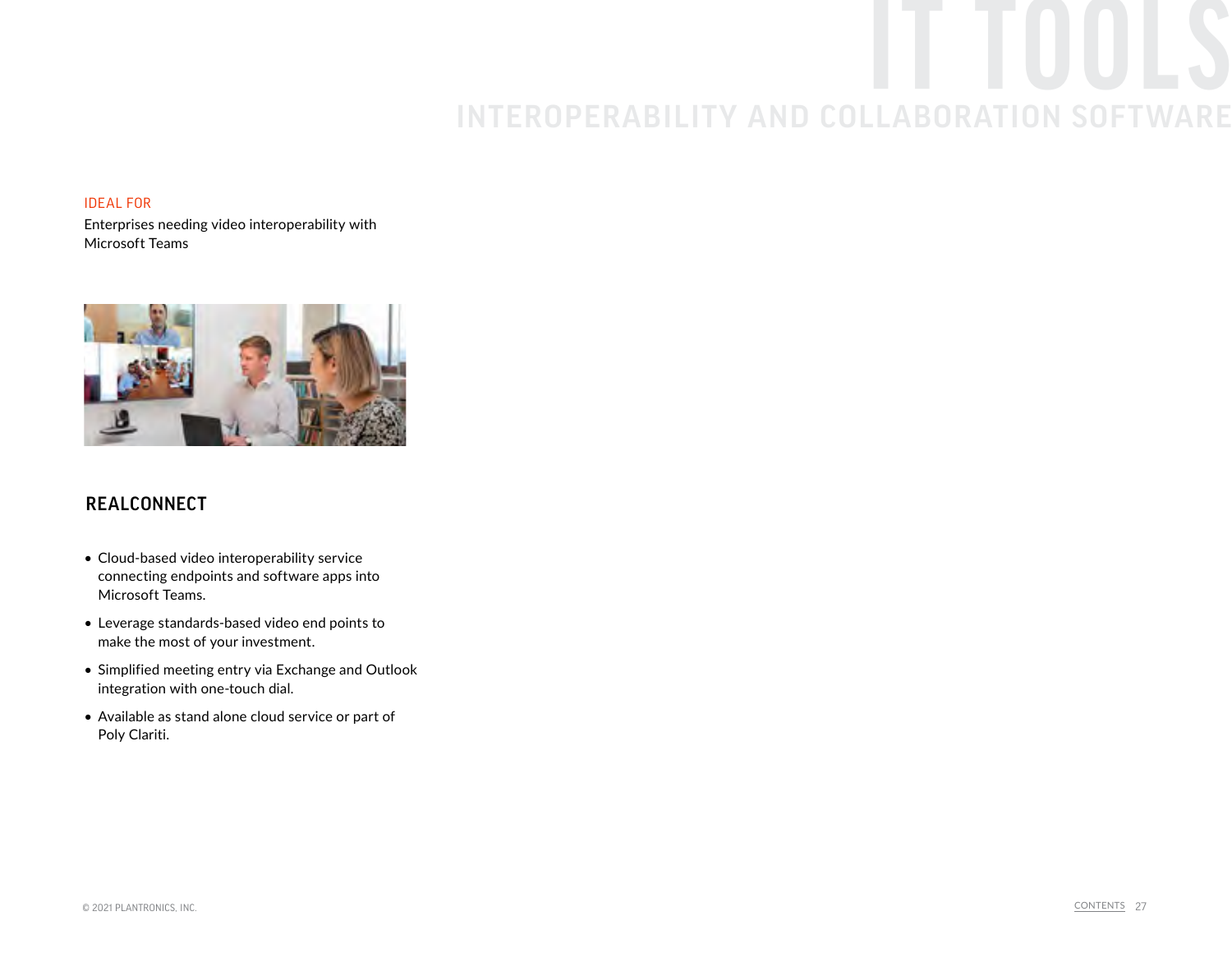# IT TOOLS

## INTEROPERABILITY AND COLLABORATION SOFTWARE

IDEAL FOR

Enterprises needing video interoperability with Microsoft Teams

### REALCONNECT

- Cloud-based video interoperability service connecting endpoints and software apps into Microsoft Teams.
- Leverage standards-based video end points to make the most of your investment.
- Simplified meeting entry via Exchange and Outlook integration with one-touch dial.
- Available as stand alone cloud service or part of Poly Clariti.

© 2021 PLANTRONICS, INC.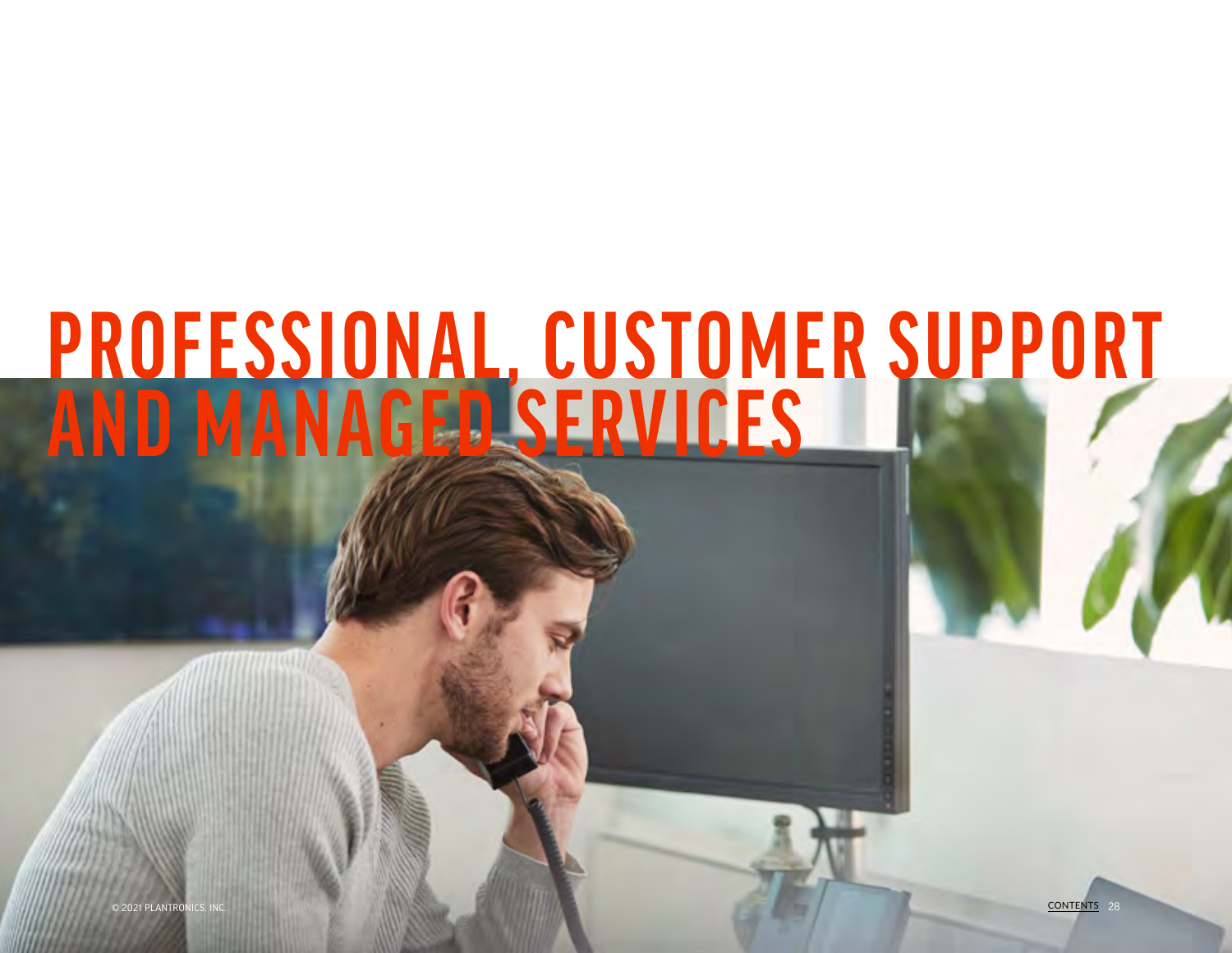# PROFESSIONAL, CUSTOMER SUPPORT AND MANAGED SERVICES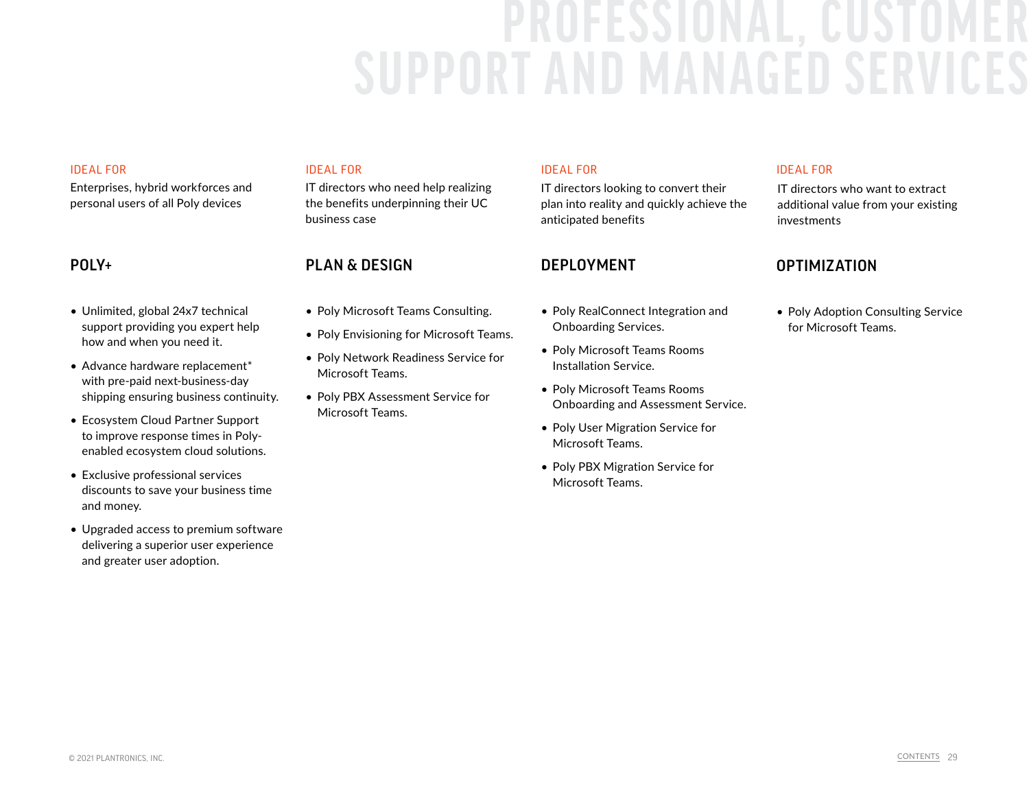# PROFESSIONAL, CUSTOMER SUPPORT AND MANAGED SERVICES

IDEAL FOR

Enterprises, hybrid workforces and personal users of all Poly devices

## POLY+

- Unlimited, global 24x7 technical support providing you expert help how and when you need it.
- Advance hardware replacement* with pre-paid next-business-day shipping ensuring business continuity.
- Ecosystem Cloud Partner Support to improve response times in Poly-enabled ecosystem cloud solutions.
- Exclusive professional services discounts to save your business time and money.
- Upgraded access to premium software delivering a superior user experience and greater user adoption.

IDEAL FOR

IT directors who need help realizing the benefits underpinning their UC business case

## PLAN & DESIGN

- Poly Microsoft Teams Consulting.
- Poly Envisioning for Microsoft Teams.
- Poly Network Readiness Service for Microsoft Teams.
- Poly PBX Assessment Service for Microsoft Teams.

IDEAL FOR

IT directors looking to convert their plan into reality and quickly achieve the anticipated benefits

## DEPLOYMENT

- Poly RealConnect Integration and Onboarding Services.
- Poly Microsoft Teams Rooms Installation Service.
- Poly Microsoft Teams Rooms Onboarding and Assessment Service.
- Poly User Migration Service for Microsoft Teams.
- Poly PBX Migration Service for Microsoft Teams.

IDEAL FOR

IT directors who want to extract additional value from your existing investments

## OPTIMIZATION

- Poly Adoption Consulting Service for Microsoft Teams.

© 2021 PLANTRONICS, INC.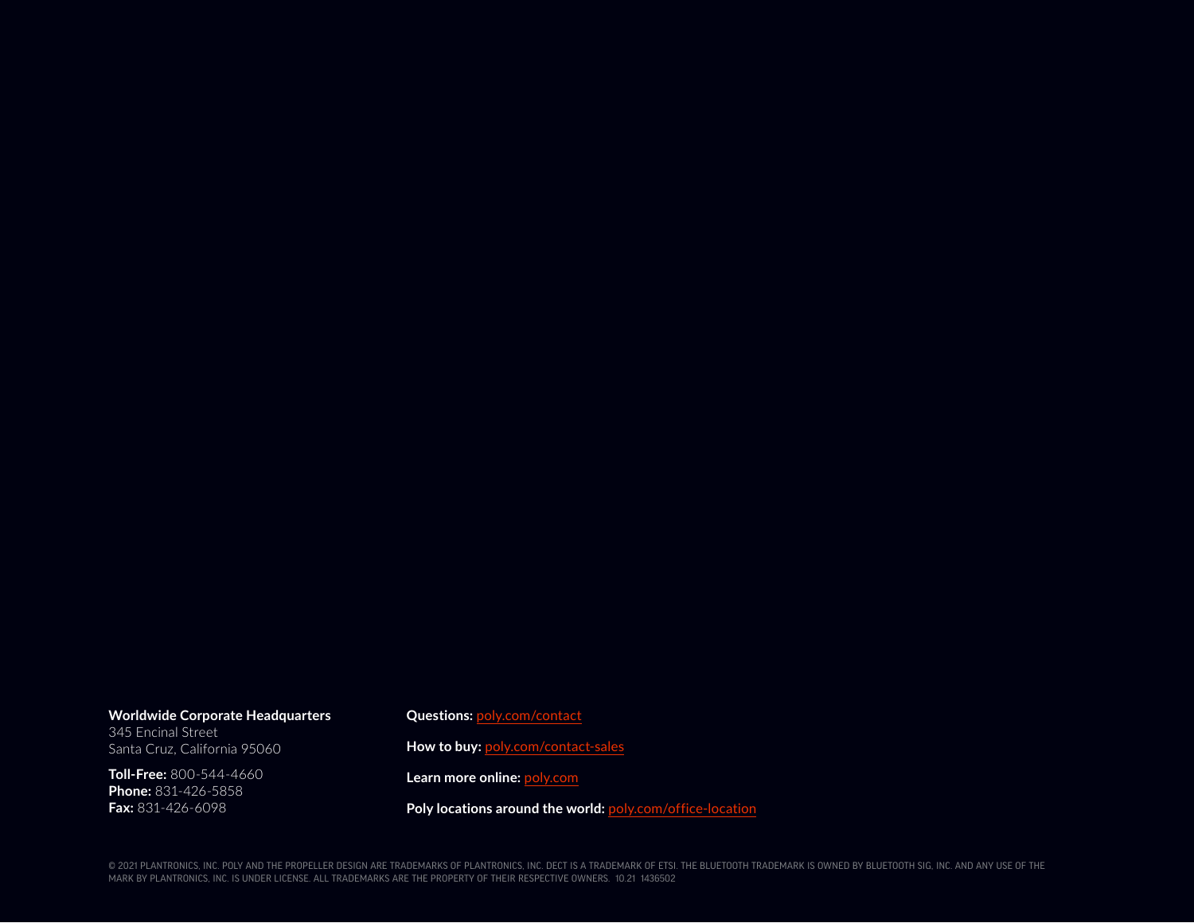**Worldwide Corporate Headquarters**
345 Encinal Street
Santa Cruz, California 95060

**Toll-Free:** 800-544-4660
**Phone:** 831-426-5858
**Fax:** 831-426-6098

**Questions:** poly.com/contact

**How to buy:** poly.com/contact-sales

**Learn more online:** poly.com

**Poly locations around the world:** poly.com/office-location

© 2021 PLANTRONICS, INC. POLY AND THE PROPELLER DESIGN ARE TRADEMARKS OF PLANTRONICS, INC. DECT IS A TRADEMARK OF ETSI. THE BLUETOOTH TRADEMARK IS OWNED BY BLUETOOTH SIG, INC. AND ANY USE OF THE MARK BY PLANTRONICS, INC. IS UNDER LICENSE. ALL TRADEMARKS ARE THE PROPERTY OF THEIR RESPECTIVE OWNERS. 10.21 1436502